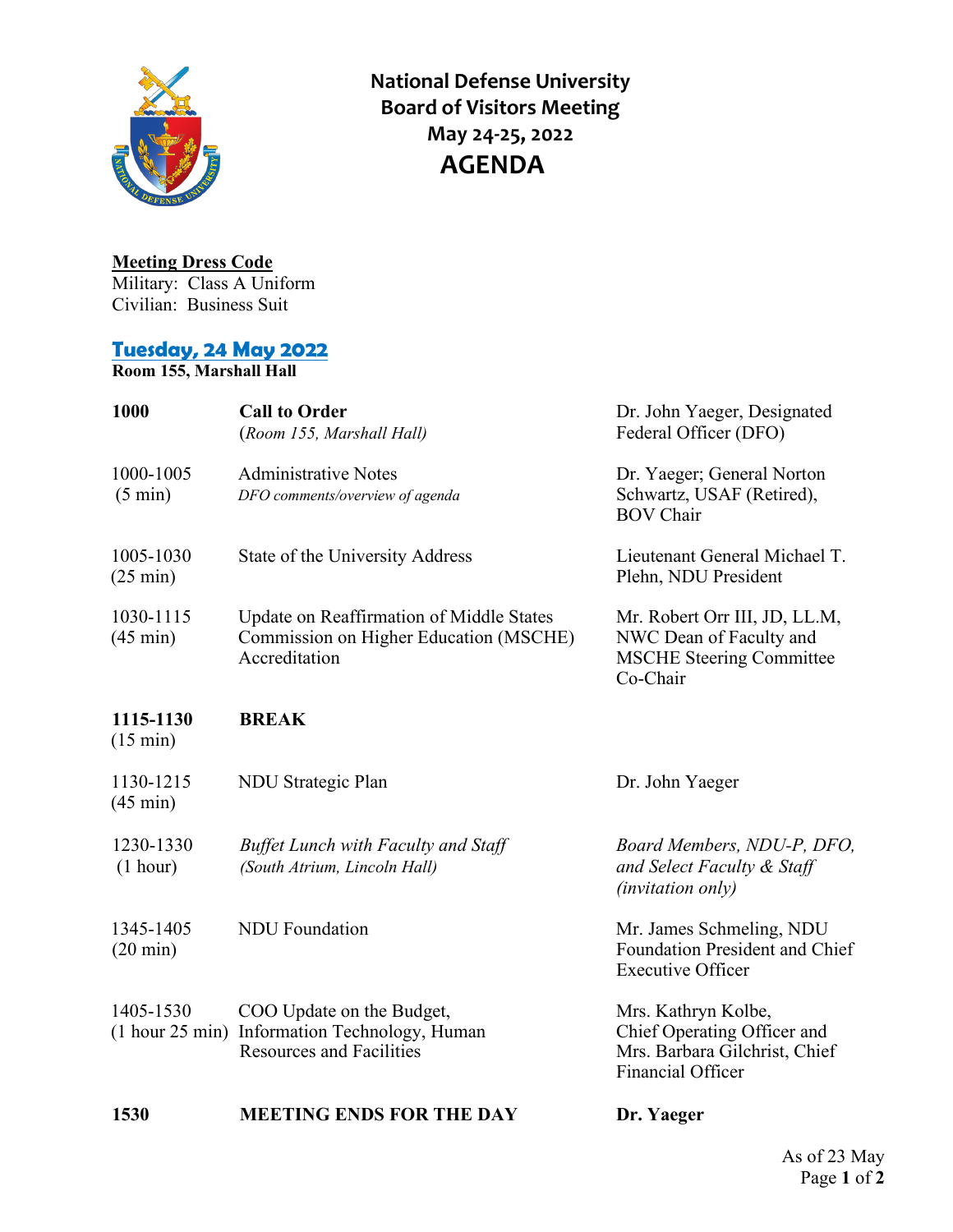# National Defense University
## Board of Visitors Meeting
### May 24-25, 2022
# AGENDA

**Meeting Dress Code**
Military: Class A Uniform
Civilian: Business Suit

## Tuesday, 24 May 2022

**Room 155, Marshall Hall**

| Time | Event | Presenter |
|---|---|---|
| **1000** | **Call to Order** (*Room 155, Marshall Hall)* | Dr. John Yaeger, Designated Federal Officer (DFO) |
| 1000-1005 (5 min) | Administrative Notes *DFO comments/overview of agenda* | Dr. Yaeger; General Norton Schwartz, USAF (Retired), BOV Chair |
| 1005-1030 (25 min) | State of the University Address | Lieutenant General Michael T. Plehn, NDU President |
| 1030-1115 (45 min) | Update on Reaffirmation of Middle States Commission on Higher Education (MSCHE) Accreditation | Mr. Robert Orr III, JD, LL.M, NWC Dean of Faculty and MSCHE Steering Committee Co-Chair |
| **1115-1130** (15 min) | **BREAK** | |
| 1130-1215 (45 min) | NDU Strategic Plan | Dr. John Yaeger |
| 1230-1330 (1 hour) | *Buffet Lunch with Faculty and Staff (South Atrium, Lincoln Hall)* | *Board Members, NDU-P, DFO, and Select Faculty & Staff (invitation only)* |
| 1345-1405 (20 min) | NDU Foundation | Mr. James Schmeling, NDU Foundation President and Chief Executive Officer |
| 1405-1530 (1 hour 25 min) | COO Update on the Budget, Information Technology, Human Resources and Facilities | Mrs. Kathryn Kolbe, Chief Operating Officer and Mrs. Barbara Gilchrist, Chief Financial Officer |
| **1530** | **MEETING ENDS FOR THE DAY** | **Dr. Yaeger** |

As of 23 May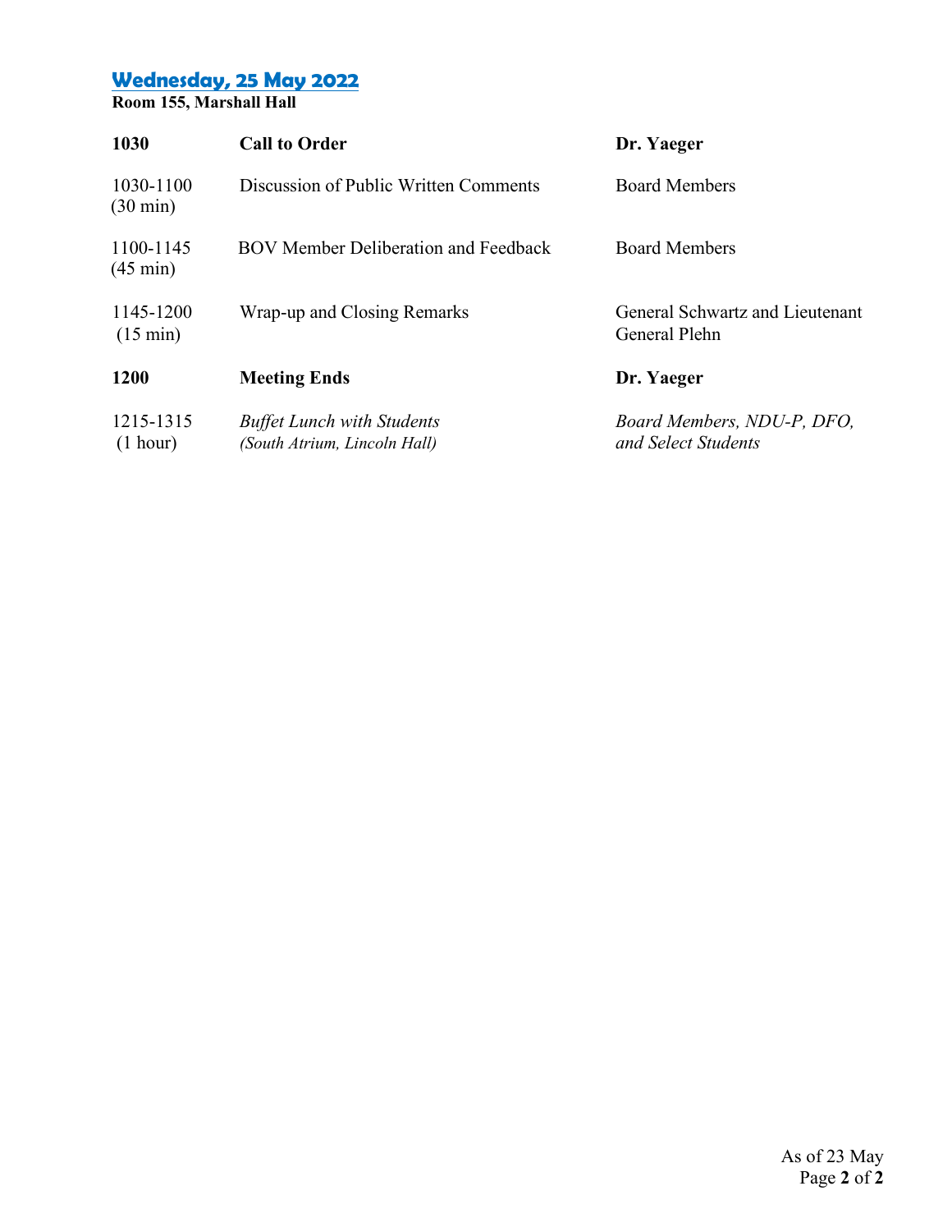## Wednesday, 25 May 2022

**Room 155, Marshall Hall**

| | | |
|---|---|---|
| **1030** | **Call to Order** | **Dr. Yaeger** |
| 1030-1100 (30 min) | Discussion of Public Written Comments | Board Members |
| 1100-1145 (45 min) | BOV Member Deliberation and Feedback | Board Members |
| 1145-1200 (15 min) | Wrap-up and Closing Remarks | General Schwartz and Lieutenant General Plehn |
| **1200** | **Meeting Ends** | **Dr. Yaeger** |
| 1215-1315 (1 hour) | *Buffet Lunch with Students (South Atrium, Lincoln Hall)* | *Board Members, NDU-P, DFO, and Select Students* |

As of 23 May